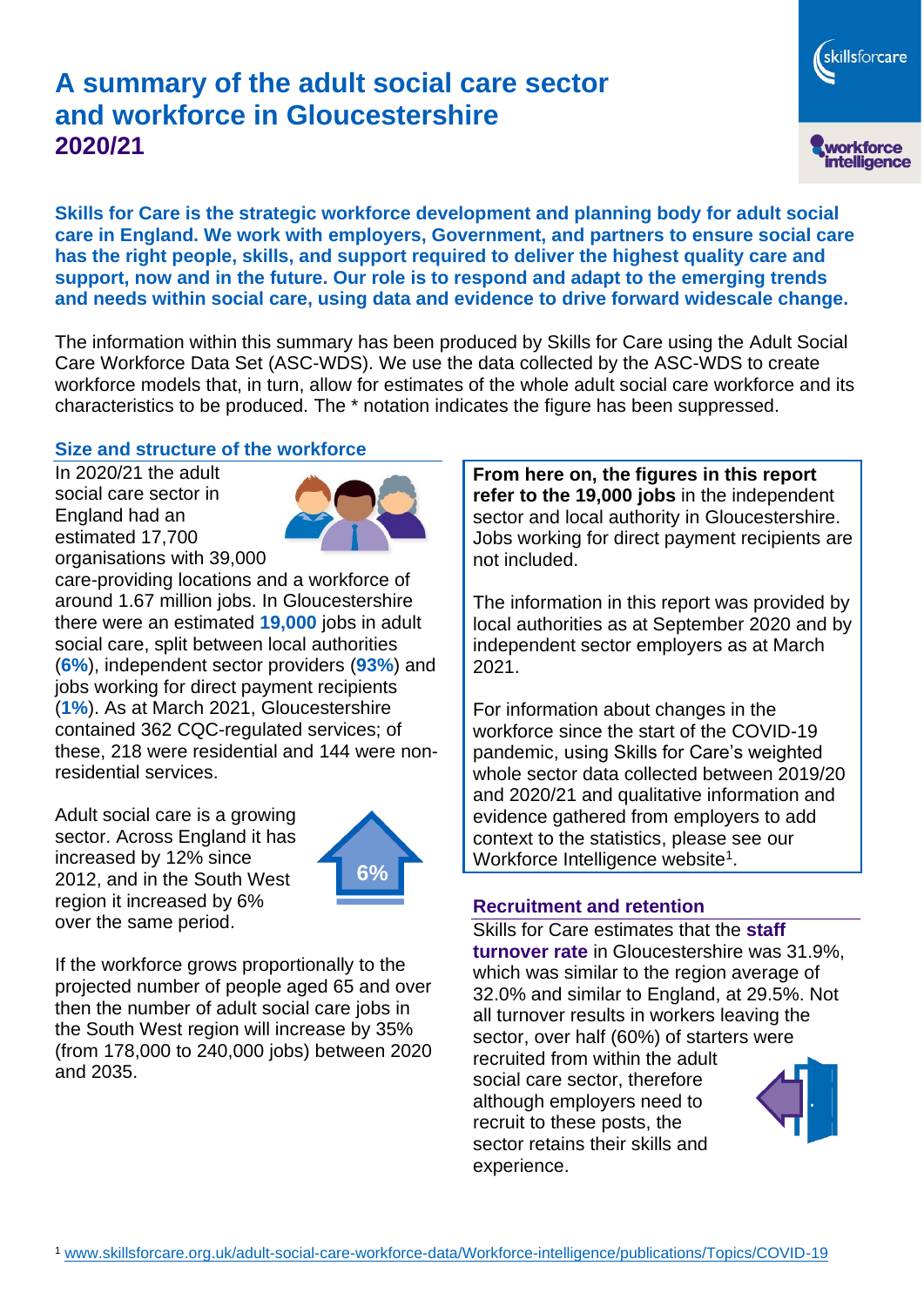# A summary of the adult social care sector and workforce in Gloucestershire 2020/21

**Skills for Care is the strategic workforce development and planning body for adult social care in England. We work with employers, Government, and partners to ensure social care has the right people, skills, and support required to deliver the highest quality care and support, now and in the future. Our role is to respond and adapt to the emerging trends and needs within social care, using data and evidence to drive forward widescale change.**

The information within this summary has been produced by Skills for Care using the Adult Social Care Workforce Data Set (ASC-WDS). We use the data collected by the ASC-WDS to create workforce models that, in turn, allow for estimates of the whole adult social care workforce and its characteristics to be produced. The * notation indicates the figure has been suppressed.

## Size and structure of the workforce

In 2020/21 the adult social care sector in England had an estimated 17,700 organisations with 39,000 care-providing locations and a workforce of around 1.67 million jobs. In Gloucestershire there were an estimated **19,000** jobs in adult social care, split between local authorities (**6%**), independent sector providers (**93%**) and jobs working for direct payment recipients (**1%**). As at March 2021, Gloucestershire contained 362 CQC-regulated services; of these, 218 were residential and 144 were non-residential services.

Adult social care is a growing sector. Across England it has increased by 12% since 2012, and in the South West region it increased by 6% over the same period.

6%

If the workforce grows proportionally to the projected number of people aged 65 and over then the number of adult social care jobs in the South West region will increase by 35% (from 178,000 to 240,000 jobs) between 2020 and 2035.

**From here on, the figures in this report refer to the 19,000 jobs** in the independent sector and local authority in Gloucestershire. Jobs working for direct payment recipients are not included.

The information in this report was provided by local authorities as at September 2020 and by independent sector employers as at March 2021.

For information about changes in the workforce since the start of the COVID-19 pandemic, using Skills for Care's weighted whole sector data collected between 2019/20 and 2020/21 and qualitative information and evidence gathered from employers to add context to the statistics, please see our Workforce Intelligence website[1].

## Recruitment and retention

Skills for Care estimates that the **staff turnover rate** in Gloucestershire was 31.9%, which was similar to the region average of 32.0% and similar to England, at 29.5%. Not all turnover results in workers leaving the sector, over half (60%) of starters were recruited from within the adult social care sector, therefore although employers need to recruit to these posts, the sector retains their skills and experience.

[1] www.skillsforcare.org.uk/adult-social-care-workforce-data/Workforce-intelligence/publications/Topics/COVID-19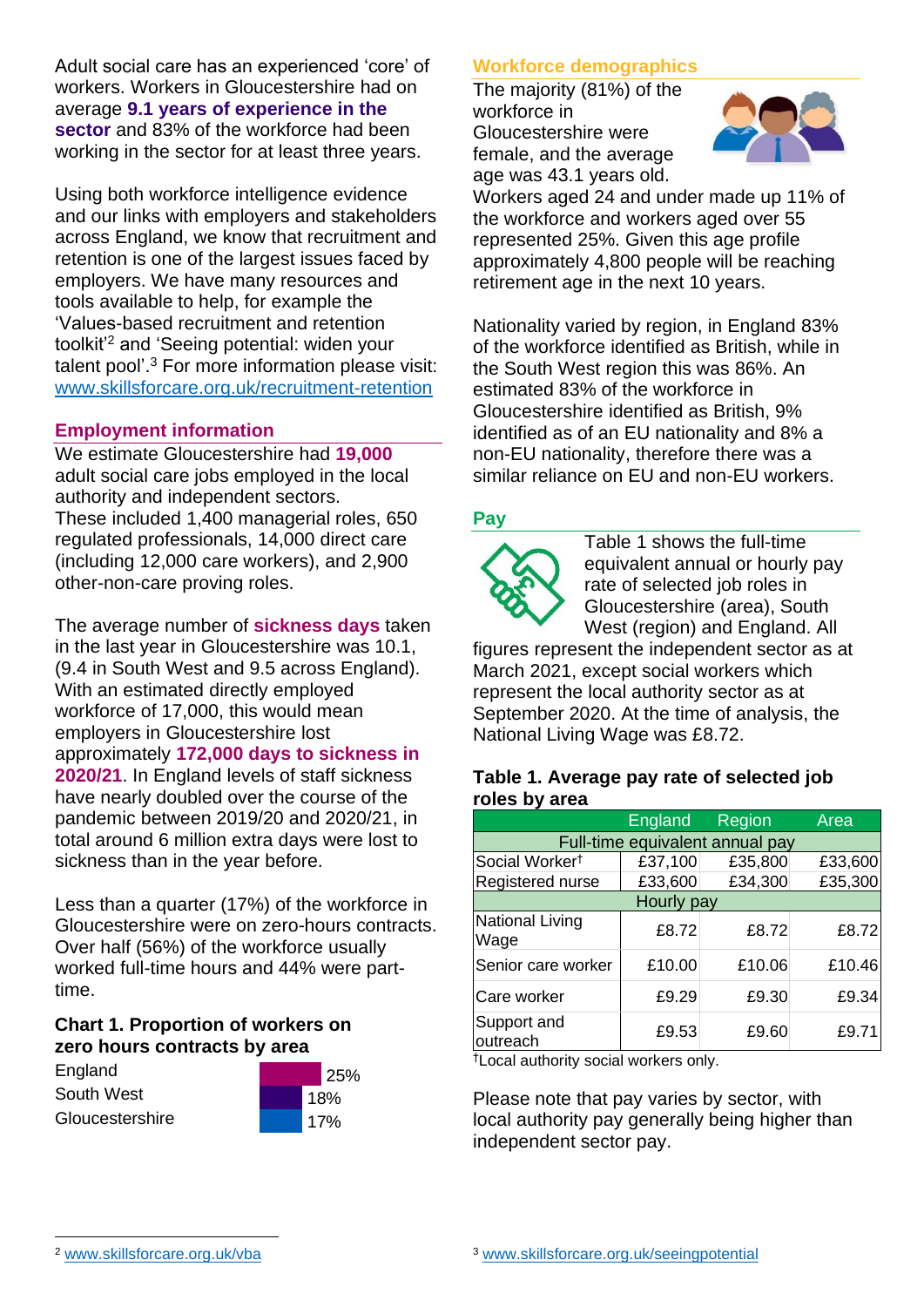Adult social care has an experienced 'core' of workers. Workers in Gloucestershire had on average **9.1 years of experience in the sector** and 83% of the workforce had been working in the sector for at least three years.

Using both workforce intelligence evidence and our links with employers and stakeholders across England, we know that recruitment and retention is one of the largest issues faced by employers. We have many resources and tools available to help, for example the 'Values-based recruitment and retention toolkit'[2] and 'Seeing potential: widen your talent pool'.[3] For more information please visit: www.skillsforcare.org.uk/recruitment-retention

## Employment information

We estimate Gloucestershire had **19,000** adult social care jobs employed in the local authority and independent sectors. These included 1,400 managerial roles, 650 regulated professionals, 14,000 direct care (including 12,000 care workers), and 2,900 other-non-care proving roles.

The average number of **sickness days** taken in the last year in Gloucestershire was 10.1, (9.4 in South West and 9.5 across England). With an estimated directly employed workforce of 17,000, this would mean employers in Gloucestershire lost approximately **172,000 days to sickness in 2020/21**. In England levels of staff sickness have nearly doubled over the course of the pandemic between 2019/20 and 2020/21, in total around 6 million extra days were lost to sickness than in the year before.

Less than a quarter (17%) of the workforce in Gloucestershire were on zero-hours contracts. Over half (56%) of the workforce usually worked full-time hours and 44% were part-time.

### Chart 1. Proportion of workers on zero hours contracts by area

| Area | Proportion |
|---|---|
| England | 25% |
| South West | 18% |
| Gloucestershire | 17% |

## Workforce demographics

The majority (81%) of the workforce in Gloucestershire were female, and the average age was 43.1 years old. Workers aged 24 and under made up 11% of the workforce and workers aged over 55 represented 25%. Given this age profile approximately 4,800 people will be reaching retirement age in the next 10 years.

Nationality varied by region, in England 83% of the workforce identified as British, while in the South West region this was 86%. An estimated 83% of the workforce in Gloucestershire identified as British, 9% identified as of an EU nationality and 8% a non-EU nationality, therefore there was a similar reliance on EU and non-EU workers.

## Pay

Table 1 shows the full-time equivalent annual or hourly pay rate of selected job roles in Gloucestershire (area), South West (region) and England. All figures represent the independent sector as at March 2021, except social workers which represent the local authority sector as at September 2020. At the time of analysis, the National Living Wage was £8.72.

### Table 1. Average pay rate of selected job roles by area

| | England | Region | Area |
|---|---|---|---|
| **Full-time equivalent annual pay** | | | |
| Social Worker† | £37,100 | £35,800 | £33,600 |
| Registered nurse | £33,600 | £34,300 | £35,300 |
| **Hourly pay** | | | |
| National Living Wage | £8.72 | £8.72 | £8.72 |
| Senior care worker | £10.00 | £10.06 | £10.46 |
| Care worker | £9.29 | £9.30 | £9.34 |
| Support and outreach | £9.53 | £9.60 | £9.71 |

†Local authority social workers only.

Please note that pay varies by sector, with local authority pay generally being higher than independent sector pay.

[2] www.skillsforcare.org.uk/vba

[3] www.skillsforcare.org.uk/seeingpotential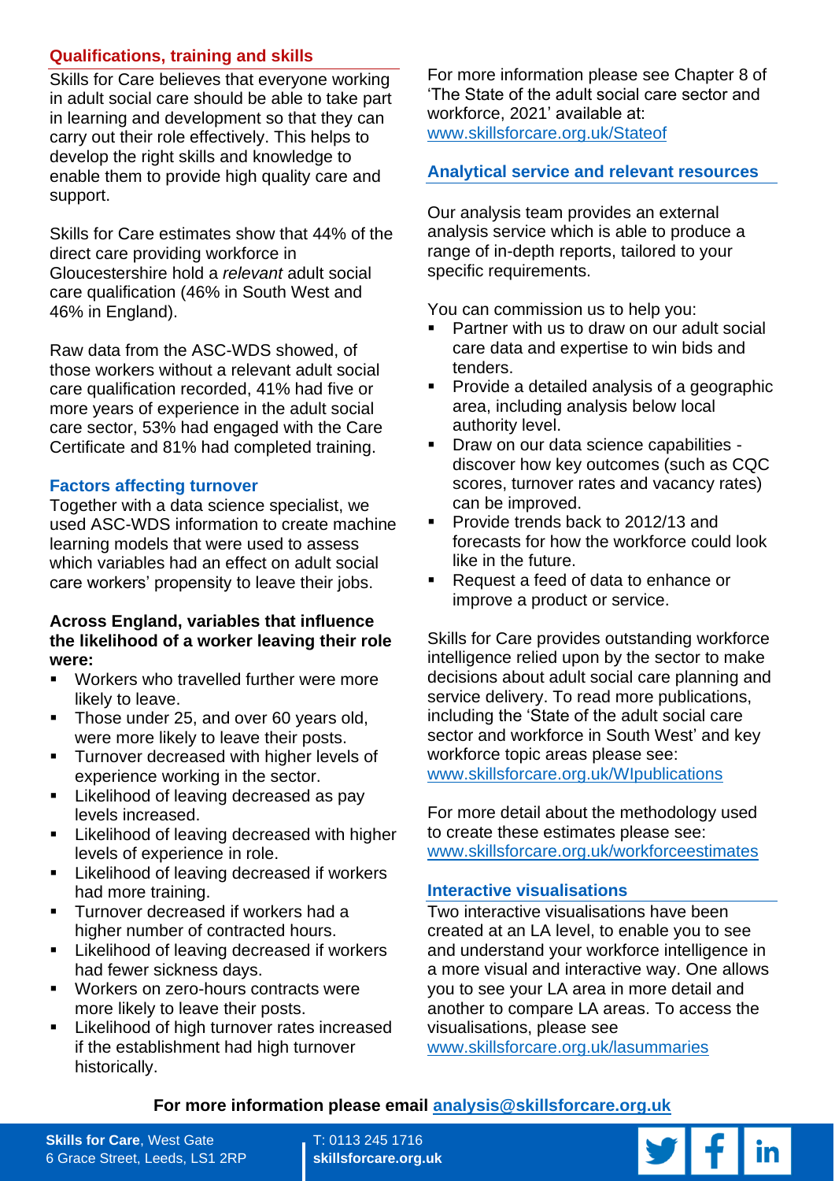## Qualifications, training and skills

Skills for Care believes that everyone working in adult social care should be able to take part in learning and development so that they can carry out their role effectively. This helps to develop the right skills and knowledge to enable them to provide high quality care and support.

Skills for Care estimates show that 44% of the direct care providing workforce in Gloucestershire hold a *relevant* adult social care qualification (46% in South West and 46% in England).

Raw data from the ASC-WDS showed, of those workers without a relevant adult social care qualification recorded, 41% had five or more years of experience in the adult social care sector, 53% had engaged with the Care Certificate and 81% had completed training.

## Factors affecting turnover

Together with a data science specialist, we used ASC-WDS information to create machine learning models that were used to assess which variables had an effect on adult social care workers' propensity to leave their jobs.

**Across England, variables that influence the likelihood of a worker leaving their role were:**

- Workers who travelled further were more likely to leave.
- Those under 25, and over 60 years old, were more likely to leave their posts.
- Turnover decreased with higher levels of experience working in the sector.
- Likelihood of leaving decreased as pay levels increased.
- Likelihood of leaving decreased with higher levels of experience in role.
- Likelihood of leaving decreased if workers had more training.
- Turnover decreased if workers had a higher number of contracted hours.
- Likelihood of leaving decreased if workers had fewer sickness days.
- Workers on zero-hours contracts were more likely to leave their posts.
- Likelihood of high turnover rates increased if the establishment had high turnover historically.

For more information please see Chapter 8 of 'The State of the adult social care sector and workforce, 2021' available at: www.skillsforcare.org.uk/Stateof

## Analytical service and relevant resources

Our analysis team provides an external analysis service which is able to produce a range of in-depth reports, tailored to your specific requirements.

You can commission us to help you:

- Partner with us to draw on our adult social care data and expertise to win bids and tenders.
- Provide a detailed analysis of a geographic area, including analysis below local authority level.
- Draw on our data science capabilities - discover how key outcomes (such as CQC scores, turnover rates and vacancy rates) can be improved.
- Provide trends back to 2012/13 and forecasts for how the workforce could look like in the future.
- Request a feed of data to enhance or improve a product or service.

Skills for Care provides outstanding workforce intelligence relied upon by the sector to make decisions about adult social care planning and service delivery. To read more publications, including the 'State of the adult social care sector and workforce in South West' and key workforce topic areas please see: www.skillsforcare.org.uk/WIpublications

For more detail about the methodology used to create these estimates please see: www.skillsforcare.org.uk/workforceestimates

## Interactive visualisations

Two interactive visualisations have been created at an LA level, to enable you to see and understand your workforce intelligence in a more visual and interactive way. One allows you to see your LA area in more detail and another to compare LA areas. To access the visualisations, please see www.skillsforcare.org.uk/lasummaries

**For more information please email analysis@skillsforcare.org.uk**

**Skills for Care**, West Gate
6 Grace Street, Leeds, LS1 2RP

T: 0113 245 1716
**skillsforcare.org.uk**